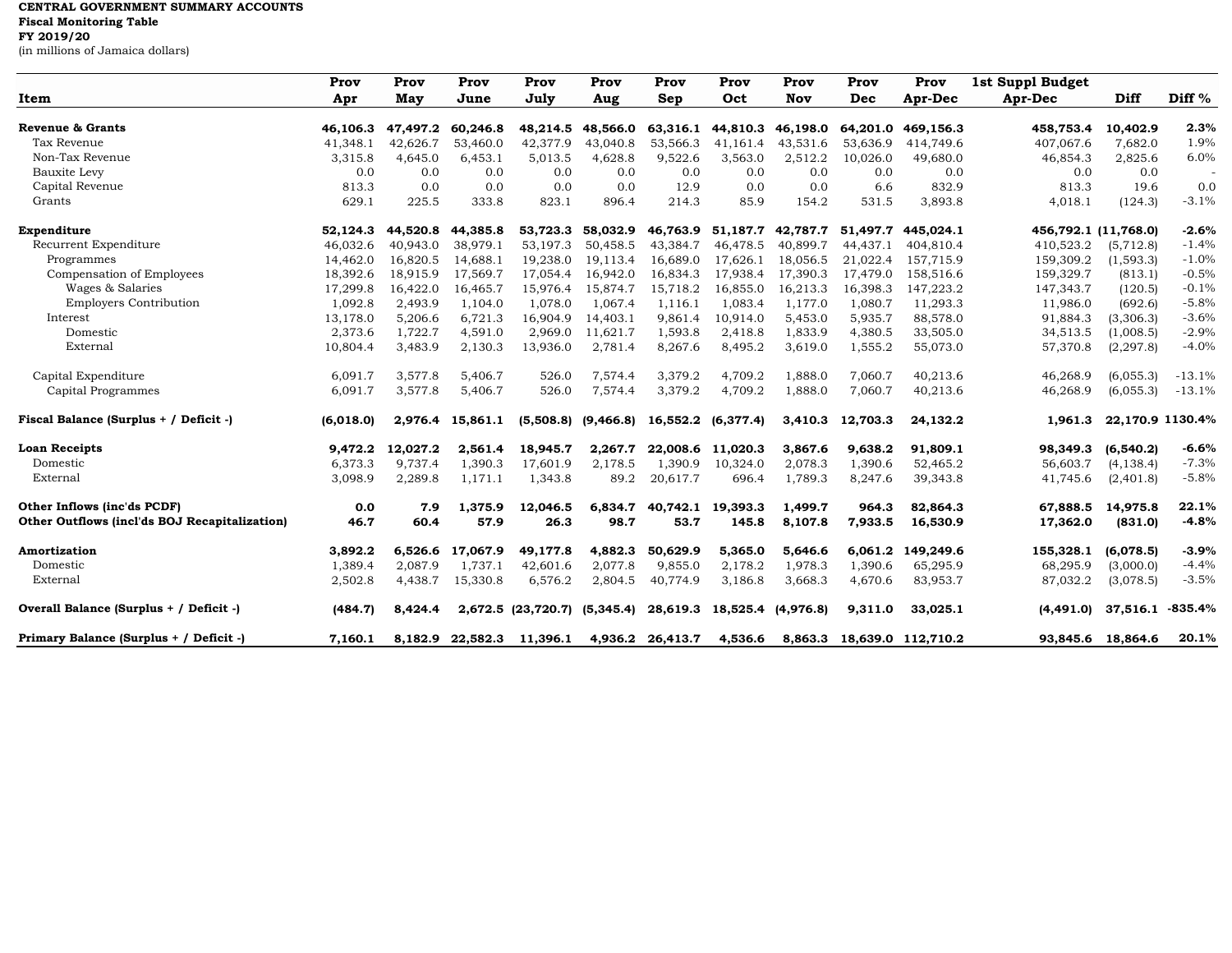**CENTRAL GOVERNMENT SUMMARY ACCOUNTS**
**Fiscal Monitoring Table**
**FY 2019/20**
(in millions of Jamaica dollars)

| Item | Prov Apr | Prov May | Prov June | Prov July | Prov Aug | Prov Sep | Prov Oct | Prov Nov | Prov Dec | Prov Apr-Dec | 1st Suppl Budget Apr-Dec | Diff | Diff % |
|---|---|---|---|---|---|---|---|---|---|---|---|---|---|
| **Revenue & Grants** | **46,106.3** | **47,497.2** | **60,246.8** | **48,214.5** | **48,566.0** | **63,316.1** | **44,810.3** | **46,198.0** | **64,201.0** | **469,156.3** | **458,753.4** | **10,402.9** | **2.3%** |
| Tax Revenue | 41,348.1 | 42,626.7 | 53,460.0 | 42,377.9 | 43,040.8 | 53,566.3 | 41,161.4 | 43,531.6 | 53,636.9 | 414,749.6 | 407,067.6 | 7,682.0 | 1.9% |
| Non-Tax Revenue | 3,315.8 | 4,645.0 | 6,453.1 | 5,013.5 | 4,628.8 | 9,522.6 | 3,563.0 | 2,512.2 | 10,026.0 | 49,680.0 | 46,854.3 | 2,825.6 | 6.0% |
| Bauxite Levy | 0.0 | 0.0 | 0.0 | 0.0 | 0.0 | 0.0 | 0.0 | 0.0 | 0.0 | 0.0 | 0.0 | 0.0 | - |
| Capital Revenue | 813.3 | 0.0 | 0.0 | 0.0 | 0.0 | 12.9 | 0.0 | 0.0 | 6.6 | 832.9 | 813.3 | 19.6 | 0.0 |
| Grants | 629.1 | 225.5 | 333.8 | 823.1 | 896.4 | 214.3 | 85.9 | 154.2 | 531.5 | 3,893.8 | 4,018.1 | (124.3) | -3.1% |
| | | | | | | | | | | | | | |
| **Expenditure** | **52,124.3** | **44,520.8** | **44,385.8** | **53,723.3** | **58,032.9** | **46,763.9** | **51,187.7** | **42,787.7** | **51,497.7** | **445,024.1** | **456,792.1** | **(11,768.0)** | **-2.6%** |
| Recurrent Expenditure | 46,032.6 | 40,943.0 | 38,979.1 | 53,197.3 | 50,458.5 | 43,384.7 | 46,478.5 | 40,899.7 | 44,437.1 | 404,810.4 | 410,523.2 | (5,712.8) | -1.4% |
| Programmes | 14,462.0 | 16,820.5 | 14,688.1 | 19,238.0 | 19,113.4 | 16,689.0 | 17,626.1 | 18,056.5 | 21,022.4 | 157,715.9 | 159,309.2 | (1,593.3) | -1.0% |
| Compensation of Employees | 18,392.6 | 18,915.9 | 17,569.7 | 17,054.4 | 16,942.0 | 16,834.3 | 17,938.4 | 17,390.3 | 17,479.0 | 158,516.6 | 159,329.7 | (813.1) | -0.5% |
| Wages & Salaries | 17,299.8 | 16,422.0 | 16,465.7 | 15,976.4 | 15,874.7 | 15,718.2 | 16,855.0 | 16,213.3 | 16,398.3 | 147,223.2 | 147,343.7 | (120.5) | -0.1% |
| Employers Contribution | 1,092.8 | 2,493.9 | 1,104.0 | 1,078.0 | 1,067.4 | 1,116.1 | 1,083.4 | 1,177.0 | 1,080.7 | 11,293.3 | 11,986.0 | (692.6) | -5.8% |
| Interest | 13,178.0 | 5,206.6 | 6,721.3 | 16,904.9 | 14,403.1 | 9,861.4 | 10,914.0 | 5,453.0 | 5,935.7 | 88,578.0 | 91,884.3 | (3,306.3) | -3.6% |
| Domestic | 2,373.6 | 1,722.7 | 4,591.0 | 2,969.0 | 11,621.7 | 1,593.8 | 2,418.8 | 1,833.9 | 4,380.5 | 33,505.0 | 34,513.5 | (1,008.5) | -2.9% |
| External | 10,804.4 | 3,483.9 | 2,130.3 | 13,936.0 | 2,781.4 | 8,267.6 | 8,495.2 | 3,619.0 | 1,555.2 | 55,073.0 | 57,370.8 | (2,297.8) | -4.0% |
| | | | | | | | | | | | | | |
| Capital Expenditure | 6,091.7 | 3,577.8 | 5,406.7 | 526.0 | 7,574.4 | 3,379.2 | 4,709.2 | 1,888.0 | 7,060.7 | 40,213.6 | 46,268.9 | (6,055.3) | -13.1% |
| Capital Programmes | 6,091.7 | 3,577.8 | 5,406.7 | 526.0 | 7,574.4 | 3,379.2 | 4,709.2 | 1,888.0 | 7,060.7 | 40,213.6 | 46,268.9 | (6,055.3) | -13.1% |
| | | | | | | | | | | | | | |
| **Fiscal Balance (Surplus + / Deficit -)** | **(6,018.0)** | **2,976.4** | **15,861.1** | **(5,508.8)** | **(9,466.8)** | **16,552.2** | **(6,377.4)** | **3,410.3** | **12,703.3** | **24,132.2** | **1,961.3** | **22,170.9** | **1130.4%** |
| | | | | | | | | | | | | | |
| **Loan Receipts** | **9,472.2** | **12,027.2** | **2,561.4** | **18,945.7** | **2,267.7** | **22,008.6** | **11,020.3** | **3,867.6** | **9,638.2** | **91,809.1** | **98,349.3** | **(6,540.2)** | **-6.6%** |
| Domestic | 6,373.3 | 9,737.4 | 1,390.3 | 17,601.9 | 2,178.5 | 1,390.9 | 10,324.0 | 2,078.3 | 1,390.6 | 52,465.2 | 56,603.7 | (4,138.4) | -7.3% |
| External | 3,098.9 | 2,289.8 | 1,171.1 | 1,343.8 | 89.2 | 20,617.7 | 696.4 | 1,789.3 | 8,247.6 | 39,343.8 | 41,745.6 | (2,401.8) | -5.8% |
| | | | | | | | | | | | | | |
| **Other Inflows (inc'ds PCDF)** | **0.0** | **7.9** | **1,375.9** | **12,046.5** | **6,834.7** | **40,742.1** | **19,393.3** | **1,499.7** | **964.3** | **82,864.3** | **67,888.5** | **14,975.8** | **22.1%** |
| **Other Outflows (incl'ds BOJ Recapitalization)** | **46.7** | **60.4** | **57.9** | **26.3** | **98.7** | **53.7** | **145.8** | **8,107.8** | **7,933.5** | **16,530.9** | **17,362.0** | **(831.0)** | **-4.8%** |
| | | | | | | | | | | | | | |
| **Amortization** | **3,892.2** | **6,526.6** | **17,067.9** | **49,177.8** | **4,882.3** | **50,629.9** | **5,365.0** | **5,646.6** | **6,061.2** | **149,249.6** | **155,328.1** | **(6,078.5)** | **-3.9%** |
| Domestic | 1,389.4 | 2,087.9 | 1,737.1 | 42,601.6 | 2,077.8 | 9,855.0 | 2,178.2 | 1,978.3 | 1,390.6 | 65,295.9 | 68,295.9 | (3,000.0) | -4.4% |
| External | 2,502.8 | 4,438.7 | 15,330.8 | 6,576.2 | 2,804.5 | 40,774.9 | 3,186.8 | 3,668.3 | 4,670.6 | 83,953.7 | 87,032.2 | (3,078.5) | -3.5% |
| | | | | | | | | | | | | | |
| **Overall Balance (Surplus + / Deficit -)** | **(484.7)** | **8,424.4** | **2,672.5** | **(23,720.7)** | **(5,345.4)** | **28,619.3** | **18,525.4** | **(4,976.8)** | **9,311.0** | **33,025.1** | **(4,491.0)** | **37,516.1** | **-835.4%** |
| | | | | | | | | | | | | | |
| **Primary Balance (Surplus + / Deficit -)** | **7,160.1** | **8,182.9** | **22,582.3** | **11,396.1** | **4,936.2** | **26,413.7** | **4,536.6** | **8,863.3** | **18,639.0** | **112,710.2** | **93,845.6** | **18,864.6** | **20.1%** |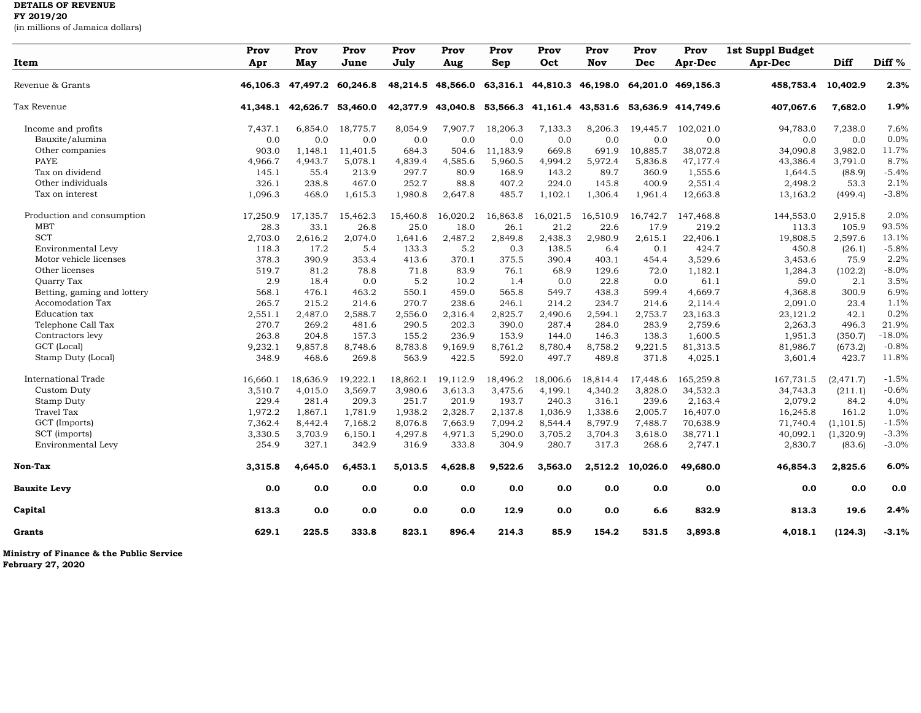**DETAILS OF REVENUE**
**FY 2019/20**
(in millions of Jamaica dollars)

| Item | Prov Apr | Prov May | Prov June | Prov July | Prov Aug | Prov Sep | Prov Oct | Prov Nov | Prov Dec | Prov Apr-Dec | 1st Suppl Budget Apr-Dec | Diff | Diff % |
|---|---|---|---|---|---|---|---|---|---|---|---|---|---|
| Revenue & Grants | **46,106.3** | **47,497.2** | **60,246.8** | **48,214.5** | **48,566.0** | **63,316.1** | **44,810.3** | **46,198.0** | **64,201.0** | **469,156.3** | **458,753.4** | **10,402.9** | **2.3%** |
| Tax Revenue | **41,348.1** | **42,626.7** | **53,460.0** | **42,377.9** | **43,040.8** | **53,566.3** | **41,161.4** | **43,531.6** | **53,636.9** | **414,749.6** | **407,067.6** | **7,682.0** | **1.9%** |
| Income and profits | 7,437.1 | 6,854.0 | 18,775.7 | 8,054.9 | 7,907.7 | 18,206.3 | 7,133.3 | 8,206.3 | 19,445.7 | 102,021.0 | 94,783.0 | 7,238.0 | 7.6% |
| Bauxite/alumina | 0.0 | 0.0 | 0.0 | 0.0 | 0.0 | 0.0 | 0.0 | 0.0 | 0.0 | 0.0 | 0.0 | 0.0 | 0.0% |
| Other companies | 903.0 | 1,148.1 | 11,401.5 | 684.3 | 504.6 | 11,183.9 | 669.8 | 691.9 | 10,885.7 | 38,072.8 | 34,090.8 | 3,982.0 | 11.7% |
| PAYE | 4,966.7 | 4,943.7 | 5,078.1 | 4,839.4 | 4,585.6 | 5,960.5 | 4,994.2 | 5,972.4 | 5,836.8 | 47,177.4 | 43,386.4 | 3,791.0 | 8.7% |
| Tax on dividend | 145.1 | 55.4 | 213.9 | 297.7 | 80.9 | 168.9 | 143.2 | 89.7 | 360.9 | 1,555.6 | 1,644.5 | (88.9) | -5.4% |
| Other individuals | 326.1 | 238.8 | 467.0 | 252.7 | 88.8 | 407.2 | 224.0 | 145.8 | 400.9 | 2,551.4 | 2,498.2 | 53.3 | 2.1% |
| Tax on interest | 1,096.3 | 468.0 | 1,615.3 | 1,980.8 | 2,647.8 | 485.7 | 1,102.1 | 1,306.4 | 1,961.4 | 12,663.8 | 13,163.2 | (499.4) | -3.8% |
| Production and consumption | 17,250.9 | 17,135.7 | 15,462.3 | 15,460.8 | 16,020.2 | 16,863.8 | 16,021.5 | 16,510.9 | 16,742.7 | 147,468.8 | 144,553.0 | 2,915.8 | 2.0% |
| MBT | 28.3 | 33.1 | 26.8 | 25.0 | 18.0 | 26.1 | 21.2 | 22.6 | 17.9 | 219.2 | 113.3 | 105.9 | 93.5% |
| SCT | 2,703.0 | 2,616.2 | 2,074.0 | 1,641.6 | 2,487.2 | 2,849.8 | 2,438.3 | 2,980.9 | 2,615.1 | 22,406.1 | 19,808.5 | 2,597.6 | 13.1% |
| Environmental Levy | 118.3 | 17.2 | 5.4 | 133.3 | 5.2 | 0.3 | 138.5 | 6.4 | 0.1 | 424.7 | 450.8 | (26.1) | -5.8% |
| Motor vehicle licenses | 378.3 | 390.9 | 353.4 | 413.6 | 370.1 | 375.5 | 390.4 | 403.1 | 454.4 | 3,529.6 | 3,453.6 | 75.9 | 2.2% |
| Other licenses | 519.7 | 81.2 | 78.8 | 71.8 | 83.9 | 76.1 | 68.9 | 129.6 | 72.0 | 1,182.1 | 1,284.3 | (102.2) | -8.0% |
| Quarry Tax | 2.9 | 18.4 | 0.0 | 5.2 | 10.2 | 1.4 | 0.0 | 22.8 | 0.0 | 61.1 | 59.0 | 2.1 | 3.5% |
| Betting, gaming and lottery | 568.1 | 476.1 | 463.2 | 550.1 | 459.0 | 565.8 | 549.7 | 438.3 | 599.4 | 4,669.7 | 4,368.8 | 300.9 | 6.9% |
| Accomodation Tax | 265.7 | 215.2 | 214.6 | 270.7 | 238.6 | 246.1 | 214.2 | 234.7 | 214.6 | 2,114.4 | 2,091.0 | 23.4 | 1.1% |
| Education tax | 2,551.1 | 2,487.0 | 2,588.7 | 2,556.0 | 2,316.4 | 2,825.7 | 2,490.6 | 2,594.1 | 2,753.7 | 23,163.3 | 23,121.2 | 42.1 | 0.2% |
| Telephone Call Tax | 270.7 | 269.2 | 481.6 | 290.5 | 202.3 | 390.0 | 287.4 | 284.0 | 283.9 | 2,759.6 | 2,263.3 | 496.3 | 21.9% |
| Contractors levy | 263.8 | 204.8 | 157.3 | 155.2 | 236.9 | 153.9 | 144.0 | 146.3 | 138.3 | 1,600.5 | 1,951.3 | (350.7) | -18.0% |
| GCT (Local) | 9,232.1 | 9,857.8 | 8,748.6 | 8,783.8 | 9,169.9 | 8,761.2 | 8,780.4 | 8,758.2 | 9,221.5 | 81,313.5 | 81,986.7 | (673.2) | -0.8% |
| Stamp Duty (Local) | 348.9 | 468.6 | 269.8 | 563.9 | 422.5 | 592.0 | 497.7 | 489.8 | 371.8 | 4,025.1 | 3,601.4 | 423.7 | 11.8% |
| International Trade | 16,660.1 | 18,636.9 | 19,222.1 | 18,862.1 | 19,112.9 | 18,496.2 | 18,006.6 | 18,814.4 | 17,448.6 | 165,259.8 | 167,731.5 | (2,471.7) | -1.5% |
| Custom Duty | 3,510.7 | 4,015.0 | 3,569.7 | 3,980.6 | 3,613.3 | 3,475.6 | 4,199.1 | 4,340.2 | 3,828.0 | 34,532.3 | 34,743.3 | (211.1) | -0.6% |
| Stamp Duty | 229.4 | 281.4 | 209.3 | 251.7 | 201.9 | 193.7 | 240.3 | 316.1 | 239.6 | 2,163.4 | 2,079.2 | 84.2 | 4.0% |
| Travel Tax | 1,972.2 | 1,867.1 | 1,781.9 | 1,938.2 | 2,328.7 | 2,137.8 | 1,036.9 | 1,338.6 | 2,005.7 | 16,407.0 | 16,245.8 | 161.2 | 1.0% |
| GCT (Imports) | 7,362.4 | 8,442.4 | 7,168.2 | 8,076.8 | 7,663.9 | 7,094.2 | 8,544.4 | 8,797.9 | 7,488.7 | 70,638.9 | 71,740.4 | (1,101.5) | -1.5% |
| SCT (imports) | 3,330.5 | 3,703.9 | 6,150.1 | 4,297.8 | 4,971.3 | 5,290.0 | 3,705.2 | 3,704.3 | 3,618.0 | 38,771.1 | 40,092.1 | (1,320.9) | -3.3% |
| Environmental Levy | 254.9 | 327.1 | 342.9 | 316.9 | 333.8 | 304.9 | 280.7 | 317.3 | 268.6 | 2,747.1 | 2,830.7 | (83.6) | -3.0% |
| **Non-Tax** | **3,315.8** | **4,645.0** | **6,453.1** | **5,013.5** | **4,628.8** | **9,522.6** | **3,563.0** | **2,512.2** | **10,026.0** | **49,680.0** | **46,854.3** | **2,825.6** | **6.0%** |
| **Bauxite Levy** | **0.0** | **0.0** | **0.0** | **0.0** | **0.0** | **0.0** | **0.0** | **0.0** | **0.0** | **0.0** | **0.0** | **0.0** | **0.0** |
| **Capital** | **813.3** | **0.0** | **0.0** | **0.0** | **0.0** | **12.9** | **0.0** | **0.0** | **6.6** | **832.9** | **813.3** | **19.6** | **2.4%** |
| **Grants** | **629.1** | **225.5** | **333.8** | **823.1** | **896.4** | **214.3** | **85.9** | **154.2** | **531.5** | **3,893.8** | **4,018.1** | **(124.3)** | **-3.1%** |

**Ministry of Finance & the Public Service**
**February 27, 2020**